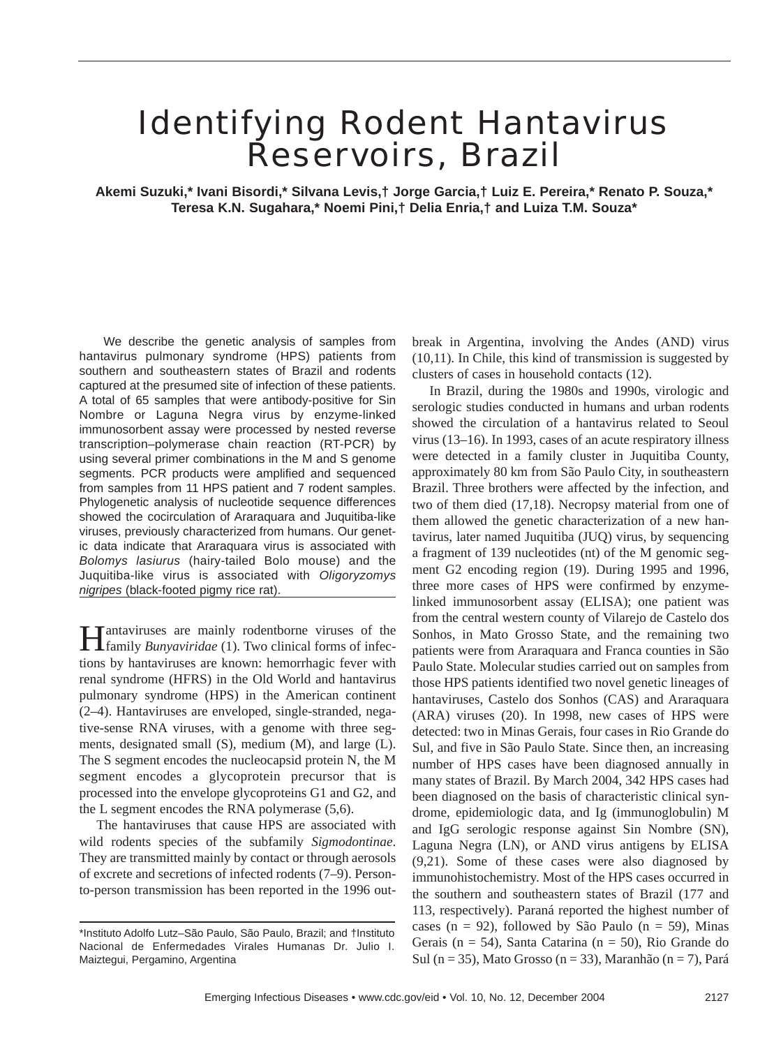# Identifying Rodent Hantavirus Reservoirs, Brazil

**Akemi Suzuki,\* Ivani Bisordi,\* Silvana Levis,† Jorge Garcia,† Luiz E. Pereira,\* Renato P. Souza,\* Teresa K.N. Sugahara,\* Noemi Pini,† Delia Enria,† and Luiza T.M. Souza\***

We describe the genetic analysis of samples from hantavirus pulmonary syndrome (HPS) patients from southern and southeastern states of Brazil and rodents captured at the presumed site of infection of these patients. A total of 65 samples that were antibody-positive for Sin Nombre or Laguna Negra virus by enzyme-linked immunosorbent assay were processed by nested reverse transcription–polymerase chain reaction (RT-PCR) by using several primer combinations in the M and S genome segments. PCR products were amplified and sequenced from samples from 11 HPS patient and 7 rodent samples. Phylogenetic analysis of nucleotide sequence differences showed the cocirculation of Araraquara and Juquitiba-like viruses, previously characterized from humans. Our genetic data indicate that Araraquara virus is associated with *Bolomys lasiurus* (hairy-tailed Bolo mouse) and the Juquitiba-like virus is associated with *Oligoryzomys nigripes* (black-footed pigmy rice rat).

Hantaviruses are mainly rodentborne viruses of the family *Bunyaviridae* (1). Two clinical forms of infections by hantaviruses are known: hemorrhagic fever with renal syndrome (HFRS) in the Old World and hantavirus pulmonary syndrome (HPS) in the American continent (2–4). Hantaviruses are enveloped, single-stranded, negative-sense RNA viruses, with a genome with three segments, designated small (S), medium (M), and large (L). The S segment encodes the nucleocapsid protein N, the M segment encodes a glycoprotein precursor that is processed into the envelope glycoproteins G1 and G2, and the L segment encodes the RNA polymerase (5,6).

The hantaviruses that cause HPS are associated with wild rodents species of the subfamily *Sigmodontinae*. They are transmitted mainly by contact or through aerosols of excrete and secretions of infected rodents (7–9). Person-to-person transmission has been reported in the 1996 outbreak in Argentina, involving the Andes (AND) virus (10,11). In Chile, this kind of transmission is suggested by clusters of cases in household contacts (12).

In Brazil, during the 1980s and 1990s, virologic and serologic studies conducted in humans and urban rodents showed the circulation of a hantavirus related to Seoul virus (13–16). In 1993, cases of an acute respiratory illness were detected in a family cluster in Juquitiba County, approximately 80 km from São Paulo City, in southeastern Brazil. Three brothers were affected by the infection, and two of them died (17,18). Necropsy material from one of them allowed the genetic characterization of a new hantavirus, later named Juquitiba (JUQ) virus, by sequencing a fragment of 139 nucleotides (nt) of the M genomic segment G2 encoding region (19). During 1995 and 1996, three more cases of HPS were confirmed by enzyme-linked immunosorbent assay (ELISA); one patient was from the central western county of Vilarejo de Castelo dos Sonhos, in Mato Grosso State, and the remaining two patients were from Araraquara and Franca counties in São Paulo State. Molecular studies carried out on samples from those HPS patients identified two novel genetic lineages of hantaviruses, Castelo dos Sonhos (CAS) and Araraquara (ARA) viruses (20). In 1998, new cases of HPS were detected: two in Minas Gerais, four cases in Rio Grande do Sul, and five in São Paulo State. Since then, an increasing number of HPS cases have been diagnosed annually in many states of Brazil. By March 2004, 342 HPS cases had been diagnosed on the basis of characteristic clinical syndrome, epidemiologic data, and Ig (immunoglobulin) M and IgG serologic response against Sin Nombre (SN), Laguna Negra (LN), or AND virus antigens by ELISA (9,21). Some of these cases were also diagnosed by immunohistochemistry. Most of the HPS cases occurred in the southern and southeastern states of Brazil (177 and 113, respectively). Paraná reported the highest number of cases (n = 92), followed by São Paulo (n = 59), Minas Gerais (n = 54), Santa Catarina (n = 50), Rio Grande do Sul (n = 35), Mato Grosso (n = 33), Maranhão (n = 7), Pará

\*Instituto Adolfo Lutz–São Paulo, São Paulo, Brazil; and †Instituto Nacional de Enfermedades Virales Humanas Dr. Julio I. Maiztegui, Pergamino, Argentina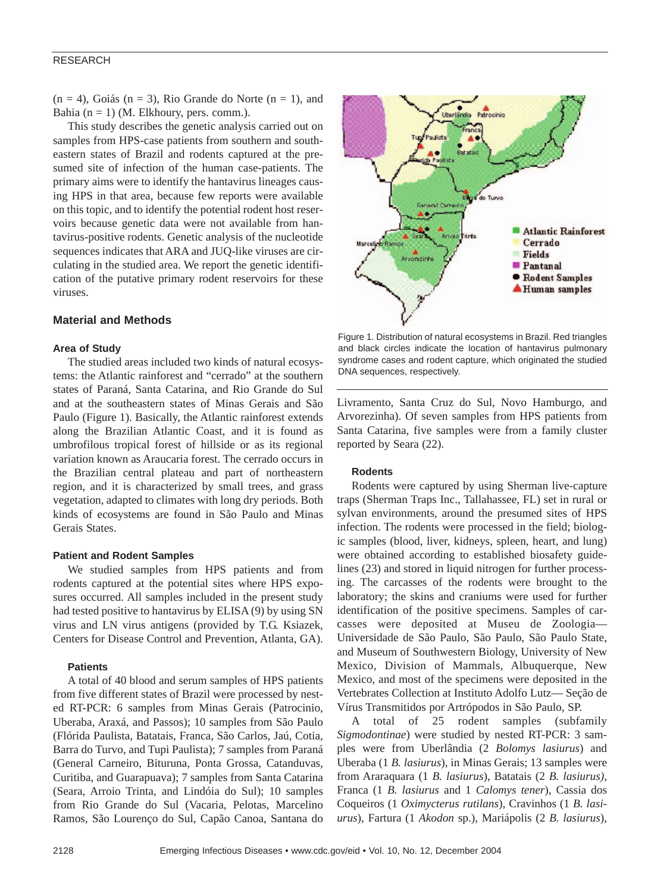(n = 4), Goiás (n = 3), Rio Grande do Norte (n = 1), and Bahia (n = 1) (M. Elkhoury, pers. comm.).

This study describes the genetic analysis carried out on samples from HPS-case patients from southern and southeastern states of Brazil and rodents captured at the presumed site of infection of the human case-patients. The primary aims were to identify the hantavirus lineages causing HPS in that area, because few reports were available on this topic, and to identify the potential rodent host reservoirs because genetic data were not available from hantavirus-positive rodents. Genetic analysis of the nucleotide sequences indicates that ARA and JUQ-like viruses are circulating in the studied area. We report the genetic identification of the putative primary rodent reservoirs for these viruses.

## Material and Methods

### Area of Study

The studied areas included two kinds of natural ecosystems: the Atlantic rainforest and "cerrado" at the southern states of Paraná, Santa Catarina, and Rio Grande do Sul and at the southeastern states of Minas Gerais and São Paulo (Figure 1). Basically, the Atlantic rainforest extends along the Brazilian Atlantic Coast, and it is found as umbrofilous tropical forest of hillside or as its regional variation known as Araucaria forest. The cerrado occurs in the Brazilian central plateau and part of northeastern region, and it is characterized by small trees, and grass vegetation, adapted to climates with long dry periods. Both kinds of ecosystems are found in São Paulo and Minas Gerais States.

Figure 1. Distribution of natural ecosystems in Brazil. Red triangles and black circles indicate the location of hantavirus pulmonary syndrome cases and rodent capture, which originated the studied DNA sequences, respectively.

### Patient and Rodent Samples

We studied samples from HPS patients and from rodents captured at the potential sites where HPS exposures occurred. All samples included in the present study had tested positive to hantavirus by ELISA (9) by using SN virus and LN virus antigens (provided by T.G. Ksiazek, Centers for Disease Control and Prevention, Atlanta, GA).

#### Patients

A total of 40 blood and serum samples of HPS patients from five different states of Brazil were processed by nested RT-PCR: 6 samples from Minas Gerais (Patrocinio, Uberaba, Araxá, and Passos); 10 samples from São Paulo (Flórida Paulista, Batatais, Franca, São Carlos, Jaú, Cotia, Barra do Turvo, and Tupi Paulista); 7 samples from Paraná (General Carneiro, Bituruna, Ponta Grossa, Catanduvas, Curitiba, and Guarapuava); 7 samples from Santa Catarina (Seara, Arroio Trinta, and Lindóia do Sul); 10 samples from Rio Grande do Sul (Vacaria, Pelotas, Marcelino Ramos, São Lourenço do Sul, Capão Canoa, Santana do Livramento, Santa Cruz do Sul, Novo Hamburgo, and Arvorezinha). Of seven samples from HPS patients from Santa Catarina, five samples were from a family cluster reported by Seara (22).

#### Rodents

Rodents were captured by using Sherman live-capture traps (Sherman Traps Inc., Tallahassee, FL) set in rural or sylvan environments, around the presumed sites of HPS infection. The rodents were processed in the field; biologic samples (blood, liver, kidneys, spleen, heart, and lung) were obtained according to established biosafety guidelines (23) and stored in liquid nitrogen for further processing. The carcasses of the rodents were brought to the laboratory; the skins and craniums were used for further identification of the positive specimens. Samples of carcasses were deposited at Museu de Zoologia—Universidade de São Paulo, São Paulo State, and Museum of Southwestern Biology, University of New Mexico, Division of Mammals, Albuquerque, New Mexico, and most of the specimens were deposited in the Vertebrates Collection at Instituto Adolfo Lutz— Seção de Vírus Transmitidos por Artrópodos in São Paulo, SP.

A total of 25 rodent samples (subfamily *Sigmodontinae*) were studied by nested RT-PCR: 3 samples were from Uberlândia (2 *Bolomys lasiurus*) and Uberaba (1 *B. lasiurus*), in Minas Gerais; 13 samples were from Araraquara (1 *B. lasiurus*), Batatais (2 *B. lasiurus)*, Franca (1 *B. lasiurus* and 1 *Calomys tener*), Cassia dos Coqueiros (1 *Oximycterus rutilans*), Cravinhos (1 *B. lasiurus*), Fartura (1 *Akodon* sp.), Mariápolis (2 *B. lasiurus*),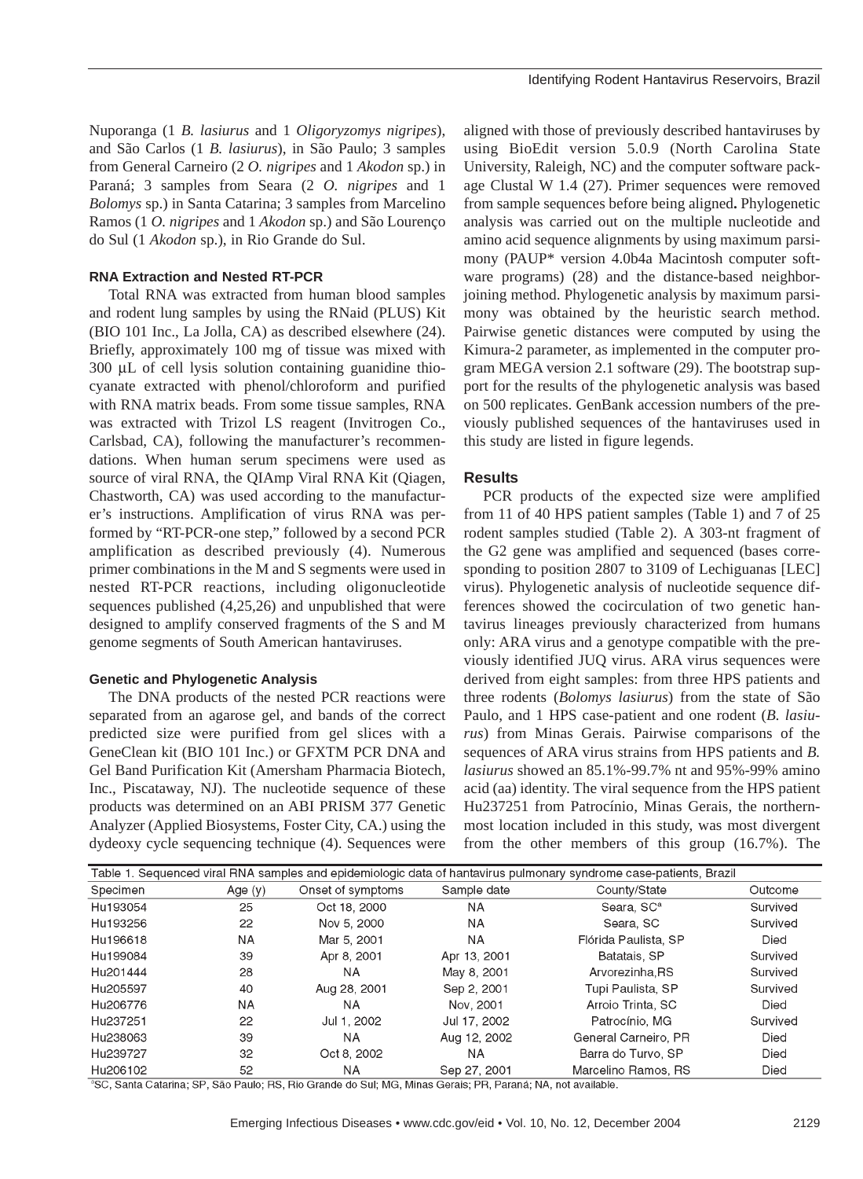Nuporanga (1 *B. lasiurus* and 1 *Oligoryzomys nigripes*), and São Carlos (1 *B. lasiurus*), in São Paulo; 3 samples from General Carneiro (2 *O. nigripes* and 1 *Akodon* sp.) in Paraná; 3 samples from Seara (2 *O. nigripes* and 1 *Bolomys* sp.) in Santa Catarina; 3 samples from Marcelino Ramos (1 *O. nigripes* and 1 *Akodon* sp.) and São Lourenço do Sul (1 *Akodon* sp.), in Rio Grande do Sul.

### RNA Extraction and Nested RT-PCR

Total RNA was extracted from human blood samples and rodent lung samples by using the RNaid (PLUS) Kit (BIO 101 Inc., La Jolla, CA) as described elsewhere (24). Briefly, approximately 100 mg of tissue was mixed with 300 µL of cell lysis solution containing guanidine thiocyanate extracted with phenol/chloroform and purified with RNA matrix beads. From some tissue samples, RNA was extracted with Trizol LS reagent (Invitrogen Co., Carlsbad, CA), following the manufacturer's recommendations. When human serum specimens were used as source of viral RNA, the QIAmp Viral RNA Kit (Qiagen, Chastworth, CA) was used according to the manufacturer's instructions. Amplification of virus RNA was performed by "RT-PCR-one step," followed by a second PCR amplification as described previously (4). Numerous primer combinations in the M and S segments were used in nested RT-PCR reactions, including oligonucleotide sequences published (4,25,26) and unpublished that were designed to amplify conserved fragments of the S and M genome segments of South American hantaviruses.

### Genetic and Phylogenetic Analysis

The DNA products of the nested PCR reactions were separated from an agarose gel, and bands of the correct predicted size were purified from gel slices with a GeneClean kit (BIO 101 Inc.) or GFXTM PCR DNA and Gel Band Purification Kit (Amersham Pharmacia Biotech, Inc., Piscataway, NJ). The nucleotide sequence of these products was determined on an ABI PRISM 377 Genetic Analyzer (Applied Biosystems, Foster City, CA.) using the dydeoxy cycle sequencing technique (4). Sequences were aligned with those of previously described hantaviruses by using BioEdit version 5.0.9 (North Carolina State University, Raleigh, NC) and the computer software package Clustal W 1.4 (27). Primer sequences were removed from sample sequences before being aligned**.** Phylogenetic analysis was carried out on the multiple nucleotide and amino acid sequence alignments by using maximum parsimony (PAUP* version 4.0b4a Macintosh computer software programs) (28) and the distance-based neighbor-joining method. Phylogenetic analysis by maximum parsimony was obtained by the heuristic search method. Pairwise genetic distances were computed by using the Kimura-2 parameter, as implemented in the computer program MEGA version 2.1 software (29). The bootstrap support for the results of the phylogenetic analysis was based on 500 replicates. GenBank accession numbers of the previously published sequences of the hantaviruses used in this study are listed in figure legends.

## Results

PCR products of the expected size were amplified from 11 of 40 HPS patient samples (Table 1) and 7 of 25 rodent samples studied (Table 2). A 303-nt fragment of the G2 gene was amplified and sequenced (bases corresponding to position 2807 to 3109 of Lechiguanas [LEC] virus). Phylogenetic analysis of nucleotide sequence differences showed the cocirculation of two genetic hantavirus lineages previously characterized from humans only: ARA virus and a genotype compatible with the previously identified JUQ virus. ARA virus sequences were derived from eight samples: from three HPS patients and three rodents (*Bolomys lasiurus*) from the state of São Paulo, and 1 HPS case-patient and one rodent (*B. lasiurus*) from Minas Gerais. Pairwise comparisons of the sequences of ARA virus strains from HPS patients and *B. lasiurus* showed an 85.1%-99.7% nt and 95%-99% amino acid (aa) identity. The viral sequence from the HPS patient Hu237251 from Patrocínio, Minas Gerais, the northernmost location included in this study, was most divergent from the other members of this group (16.7%). The

Table 1. Sequenced viral RNA samples and epidemiologic data of hantavirus pulmonary syndrome case-patients, Brazil

| Specimen | Age (y) | Onset of symptoms | Sample date | County/State | Outcome |
|---|---|---|---|---|---|
| Hu193054 | 25 | Oct 18, 2000 | NA | Seara, SC[a] | Survived |
| Hu193256 | 22 | Nov 5, 2000 | NA | Seara, SC | Survived |
| Hu196618 | NA | Mar 5, 2001 | NA | Flórida Paulista, SP | Died |
| Hu199084 | 39 | Apr 8, 2001 | Apr 13, 2001 | Batatais, SP | Survived |
| Hu201444 | 28 | NA | May 8, 2001 | Arvorezinha,RS | Survived |
| Hu205597 | 40 | Aug 28, 2001 | Sep 2, 2001 | Tupi Paulista, SP | Survived |
| Hu206776 | NA | NA | Nov, 2001 | Arroio Trinta, SC | Died |
| Hu237251 | 22 | Jul 1, 2002 | Jul 17, 2002 | Patrocínio, MG | Survived |
| Hu238063 | 39 | NA | Aug 12, 2002 | General Carneiro, PR | Died |
| Hu239727 | 32 | Oct 8, 2002 | NA | Barra do Turvo, SP | Died |
| Hu206102 | 52 | NA | Sep 27, 2001 | Marcelino Ramos, RS | Died |

[a]SC, Santa Catarina; SP, São Paulo; RS, Rio Grande do Sul; MG, Minas Gerais; PR, Paraná; NA, not available.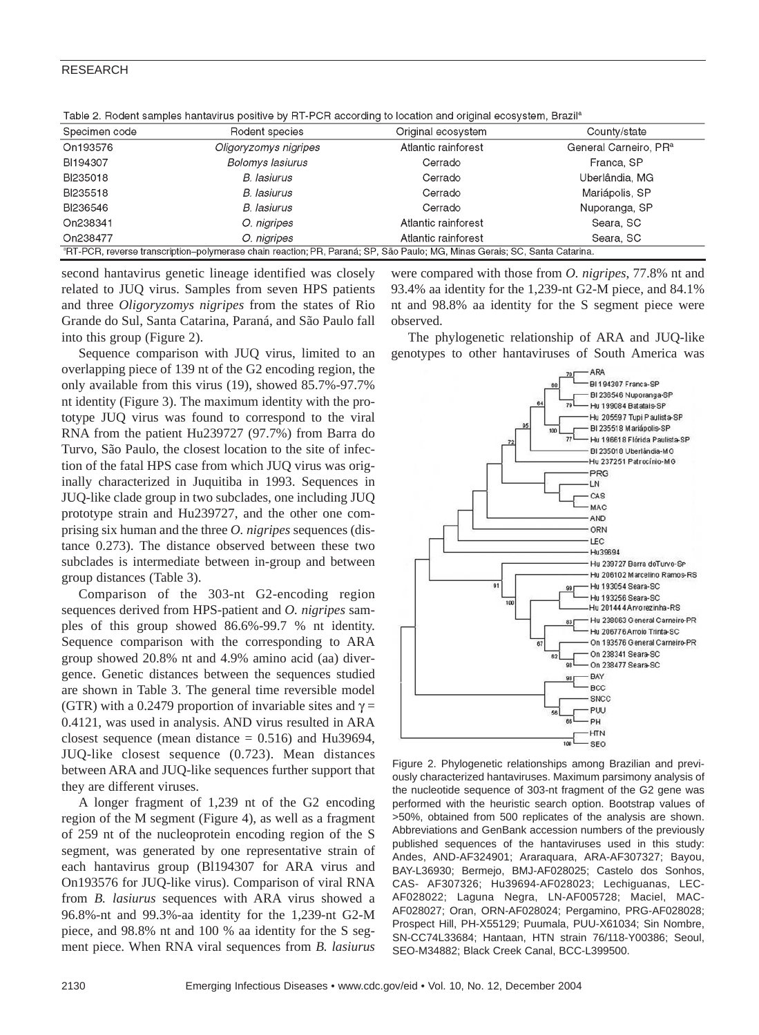Table 2. Rodent samples hantavirus positive by RT-PCR according to location and original ecosystem, Brazil[a]

| Specimen code | Rodent species | Original ecosystem | County/state |
|---|---|---|---|
| On193576 | *Oligoryzomys nigripes* | Atlantic rainforest | General Carneiro, PR[a] |
| Bl194307 | *Bolomys lasiurus* | Cerrado | Franca, SP |
| Bl235018 | *B. lasiurus* | Cerrado | Uberlândia, MG |
| Bl235518 | *B. lasiurus* | Cerrado | Mariápolis, SP |
| Bl236546 | *B. lasiurus* | Cerrado | Nuporanga, SP |
| On238341 | *O. nigripes* | Atlantic rainforest | Seara, SC |
| On238477 | *O. nigripes* | Atlantic rainforest | Seara, SC |

[a]RT-PCR, reverse transcription–polymerase chain reaction; PR, Paraná; SP, São Paulo; MG, Minas Gerais; SC, Santa Catarina.

second hantavirus genetic lineage identified was closely related to JUQ virus. Samples from seven HPS patients and three *Oligoryzomys nigripes* from the states of Rio Grande do Sul, Santa Catarina, Paraná, and São Paulo fall into this group (Figure 2).

Sequence comparison with JUQ virus, limited to an overlapping piece of 139 nt of the G2 encoding region, the only available from this virus (19), showed 85.7%-97.7% nt identity (Figure 3). The maximum identity with the prototype JUQ virus was found to correspond to the viral RNA from the patient Hu239727 (97.7%) from Barra do Turvo, São Paulo, the closest location to the site of infection of the fatal HPS case from which JUQ virus was originally characterized in Juquitiba in 1993. Sequences in JUQ-like clade group in two subclades, one including JUQ prototype strain and Hu239727, and the other one comprising six human and the three *O. nigripes* sequences (distance 0.273). The distance observed between these two subclades is intermediate between in-group and between group distances (Table 3).

Comparison of the 303-nt G2-encoding region sequences derived from HPS-patient and *O. nigripes* samples of this group showed 86.6%-99.7 % nt identity. Sequence comparison with the corresponding to ARA group showed 20.8% nt and 4.9% amino acid (aa) divergence. Genetic distances between the sequences studied are shown in Table 3. The general time reversible model (GTR) with a 0.2479 proportion of invariable sites and $\gamma$ = 0.4121, was used in analysis. AND virus resulted in ARA closest sequence (mean distance = 0.516) and Hu39694, JUQ-like closest sequence (0.723). Mean distances between ARA and JUQ-like sequences further support that they are different viruses.

A longer fragment of 1,239 nt of the G2 encoding region of the M segment (Figure 4), as well as a fragment of 259 nt of the nucleoprotein encoding region of the S segment, was generated by one representative strain of each hantavirus group (Bl194307 for ARA virus and On193576 for JUQ-like virus). Comparison of viral RNA from *B. lasiurus* sequences with ARA virus showed a 96.8%-nt and 99.3%-aa identity for the 1,239-nt G2-M piece, and 98.8% nt and 100 % aa identity for the S segment piece. When RNA viral sequences from *B. lasiurus* were compared with those from *O. nigripes*, 77.8% nt and 93.4% aa identity for the 1,239-nt G2-M piece, and 84.1% nt and 98.8% aa identity for the S segment piece were observed.

The phylogenetic relationship of ARA and JUQ-like genotypes to other hantaviruses of South America was

Figure 2. Phylogenetic relationships among Brazilian and previously characterized hantaviruses. Maximum parsimony analysis of the nucleotide sequence of 303-nt fragment of the G2 gene was performed with the heuristic search option. Bootstrap values of >50%, obtained from 500 replicates of the analysis are shown. Abbreviations and GenBank accession numbers of the previously published sequences of the hantaviruses used in this study: Andes, AND-AF324901; Araraquara, ARA-AF307327; Bayou, BAY-L36930; Bermejo, BMJ-AF028025; Castelo dos Sonhos, CAS- AF307326; Hu39694-AF028023; Lechiguanas, LEC-AF028022; Laguna Negra, LN-AF005728; Maciel, MAC-AF028027; Oran, ORN-AF028024; Pergamino, PRG-AF028028; Prospect Hill, PH-X55129; Puumala, PUU-X61034; Sin Nombre, SN-CC74L33684; Hantaan, HTN strain 76/118-Y00386; Seoul, SEO-M34882; Black Creek Canal, BCC-L399500.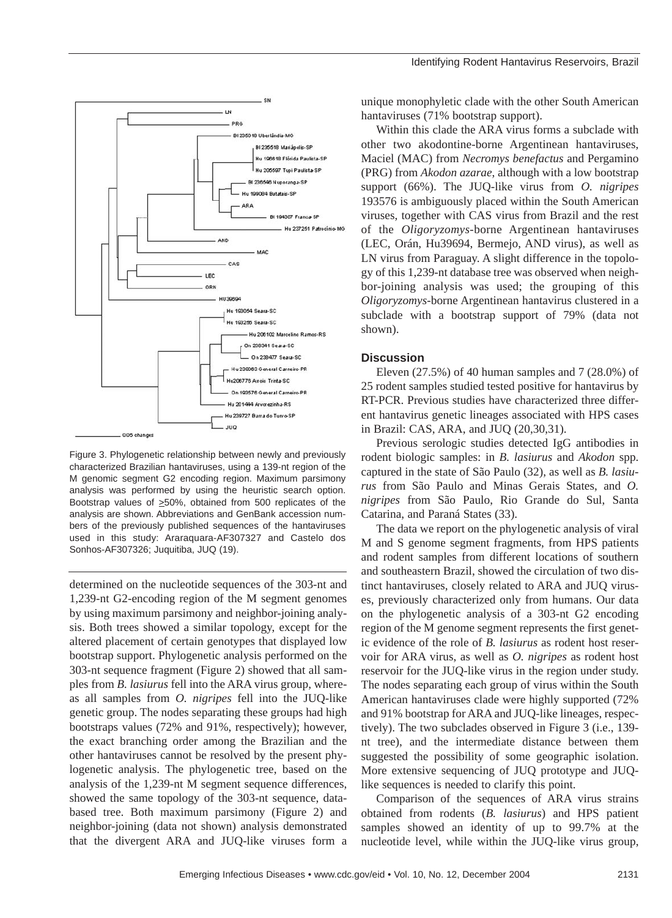Figure 3. Phylogenetic relationship between newly and previously characterized Brazilian hantaviruses, using a 139-nt region of the M genomic segment G2 encoding region. Maximum parsimony analysis was performed by using the heuristic search option. Bootstrap values of ≥50%, obtained from 500 replicates of the analysis are shown. Abbreviations and GenBank accession numbers of the previously published sequences of the hantaviruses used in this study: Araraquara-AF307327 and Castelo dos Sonhos-AF307326; Juquitiba, JUQ (19).

determined on the nucleotide sequences of the 303-nt and 1,239-nt G2-encoding region of the M segment genomes by using maximum parsimony and neighbor-joining analysis. Both trees showed a similar topology, except for the altered placement of certain genotypes that displayed low bootstrap support. Phylogenetic analysis performed on the 303-nt sequence fragment (Figure 2) showed that all samples from *B. lasiurus* fell into the ARA virus group, whereas all samples from *O. nigripes* fell into the JUQ-like genetic group. The nodes separating these groups had high bootstraps values (72% and 91%, respectively); however, the exact branching order among the Brazilian and the other hantaviruses cannot be resolved by the present phylogenetic analysis. The phylogenetic tree, based on the analysis of the 1,239-nt M segment sequence differences, showed the same topology of the 303-nt sequence, databased tree. Both maximum parsimony (Figure 2) and neighbor-joining (data not shown) analysis demonstrated that the divergent ARA and JUQ-like viruses form a unique monophyletic clade with the other South American hantaviruses (71% bootstrap support).

Within this clade the ARA virus forms a subclade with other two akodontine-borne Argentinean hantaviruses, Maciel (MAC) from *Necromys benefactus* and Pergamino (PRG) from *Akodon azarae*, although with a low bootstrap support (66%). The JUQ-like virus from *O. nigripes* 193576 is ambiguously placed within the South American viruses, together with CAS virus from Brazil and the rest of the *Oligoryzomys*-borne Argentinean hantaviruses (LEC, Orán, Hu39694, Bermejo, AND virus), as well as LN virus from Paraguay. A slight difference in the topology of this 1,239-nt database tree was observed when neighbor-joining analysis was used; the grouping of this *Oligoryzomys*-borne Argentinean hantavirus clustered in a subclade with a bootstrap support of 79% (data not shown).

## Discussion

Eleven (27.5%) of 40 human samples and 7 (28.0%) of 25 rodent samples studied tested positive for hantavirus by RT-PCR. Previous studies have characterized three different hantavirus genetic lineages associated with HPS cases in Brazil: CAS, ARA, and JUQ (20,30,31).

Previous serologic studies detected IgG antibodies in rodent biologic samples: in *B. lasiurus* and *Akodon* spp. captured in the state of São Paulo (32), as well as *B. lasiurus* from São Paulo and Minas Gerais States, and *O. nigripes* from São Paulo, Rio Grande do Sul, Santa Catarina, and Paraná States (33).

The data we report on the phylogenetic analysis of viral M and S genome segment fragments, from HPS patients and rodent samples from different locations of southern and southeastern Brazil, showed the circulation of two distinct hantaviruses, closely related to ARA and JUQ viruses, previously characterized only from humans. Our data on the phylogenetic analysis of a 303-nt G2 encoding region of the M genome segment represents the first genetic evidence of the role of *B. lasiurus* as rodent host reservoir for ARA virus, as well as *O. nigripes* as rodent host reservoir for the JUQ-like virus in the region under study. The nodes separating each group of virus within the South American hantaviruses clade were highly supported (72% and 91% bootstrap for ARA and JUQ-like lineages, respectively). The two subclades observed in Figure 3 (i.e., 139-nt tree), and the intermediate distance between them suggested the possibility of some geographic isolation. More extensive sequencing of JUQ prototype and JUQ-like sequences is needed to clarify this point.

Comparison of the sequences of ARA virus strains obtained from rodents (*B. lasiurus*) and HPS patient samples showed an identity of up to 99.7% at the nucleotide level, while within the JUQ-like virus group,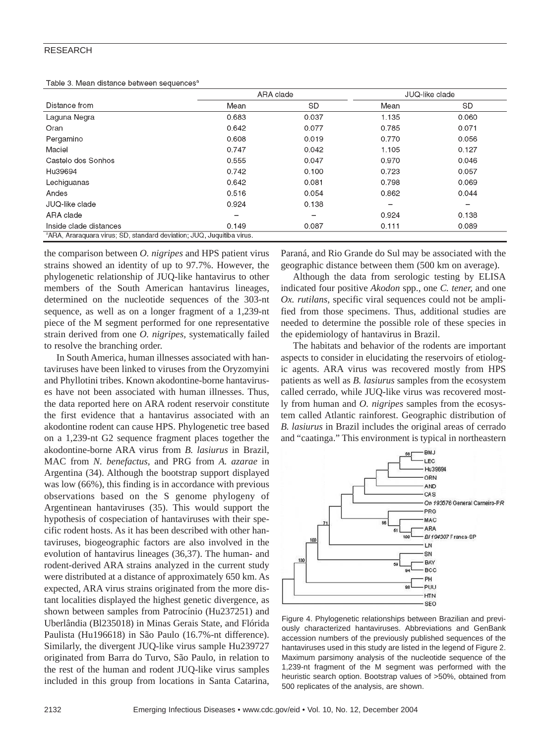Table 3. Mean distance between sequences[a]

| Distance from | ARA clade | | JUQ-like clade | |
|---|---|---|---|---|
| | Mean | SD | Mean | SD |
| Laguna Negra | 0.683 | 0.037 | 1.135 | 0.060 |
| Oran | 0.642 | 0.077 | 0.785 | 0.071 |
| Pergamino | 0.608 | 0.019 | 0.770 | 0.056 |
| Maciel | 0.747 | 0.042 | 1.105 | 0.127 |
| Castelo dos Sonhos | 0.555 | 0.047 | 0.970 | 0.046 |
| Hu39694 | 0.742 | 0.100 | 0.723 | 0.057 |
| Lechiguanas | 0.642 | 0.081 | 0.798 | 0.069 |
| Andes | 0.516 | 0.054 | 0.862 | 0.044 |
| JUQ-like clade | 0.924 | 0.138 | – | – |
| ARA clade | – | – | 0.924 | 0.138 |
| Inside clade distances | 0.149 | 0.087 | 0.111 | 0.089 |

[a]ARA, Araraquara virus; SD, standard deviation; JUQ, Juquitiba virus.

the comparison between *O. nigripes* and HPS patient virus strains showed an identity of up to 97.7%. However, the phylogenetic relationship of JUQ-like hantavirus to other members of the South American hantavirus lineages, determined on the nucleotide sequences of the 303-nt sequence, as well as on a longer fragment of a 1,239-nt piece of the M segment performed for one representative strain derived from one *O. nigripes,* systematically failed to resolve the branching order.

In South America, human illnesses associated with hantaviruses have been linked to viruses from the Oryzomyini and Phyllotini tribes. Known akodontine-borne hantaviruses have not been associated with human illnesses. Thus, the data reported here on ARA rodent reservoir constitute the first evidence that a hantavirus associated with an akodontine rodent can cause HPS. Phylogenetic tree based on a 1,239-nt G2 sequence fragment places together the akodontine-borne ARA virus from *B. lasiurus* in Brazil, MAC from *N. benefactus*, and PRG from *A. azarae* in Argentina (34). Although the bootstrap support displayed was low (66%), this finding is in accordance with previous observations based on the S genome phylogeny of Argentinean hantaviruses (35). This would support the hypothesis of cospeciation of hantaviruses with their specific rodent hosts. As it has been described with other hantaviruses, biogeographic factors are also involved in the evolution of hantavirus lineages (36,37). The human- and rodent-derived ARA strains analyzed in the current study were distributed at a distance of approximately 650 km. As expected, ARA virus strains originated from the more distant localities displayed the highest genetic divergence, as shown between samples from Patrocínio (Hu237251) and Uberlândia (Bl235018) in Minas Gerais State, and Flórida Paulista (Hu196618) in São Paulo (16.7%-nt difference). Similarly, the divergent JUQ-like virus sample Hu239727 originated from Barra do Turvo, São Paulo, in relation to the rest of the human and rodent JUQ-like virus samples included in this group from locations in Santa Catarina, Paraná, and Rio Grande do Sul may be associated with the geographic distance between them (500 km on average).

Although the data from serologic testing by ELISA indicated four positive *Akodon* spp., one *C. tener,* and one *Ox. rutilans*, specific viral sequences could not be amplified from those specimens. Thus, additional studies are needed to determine the possible role of these species in the epidemiology of hantavirus in Brazil.

The habitats and behavior of the rodents are important aspects to consider in elucidating the reservoirs of etiologic agents. ARA virus was recovered mostly from HPS patients as well as *B. lasiurus* samples from the ecosystem called cerrado, while JUQ-like virus was recovered mostly from human and *O. nigripes* samples from the ecosystem called Atlantic rainforest. Geographic distribution of *B. lasiurus* in Brazil includes the original areas of cerrado and "caatinga." This environment is typical in northeastern

Figure 4. Phylogenetic relationships between Brazilian and previously characterized hantaviruses. Abbreviations and GenBank accession numbers of the previously published sequences of the hantaviruses used in this study are listed in the legend of Figure 2. Maximum parsimony analysis of the nucleotide sequence of the 1,239-nt fragment of the M segment was performed with the heuristic search option. Bootstrap values of >50%, obtained from 500 replicates of the analysis, are shown.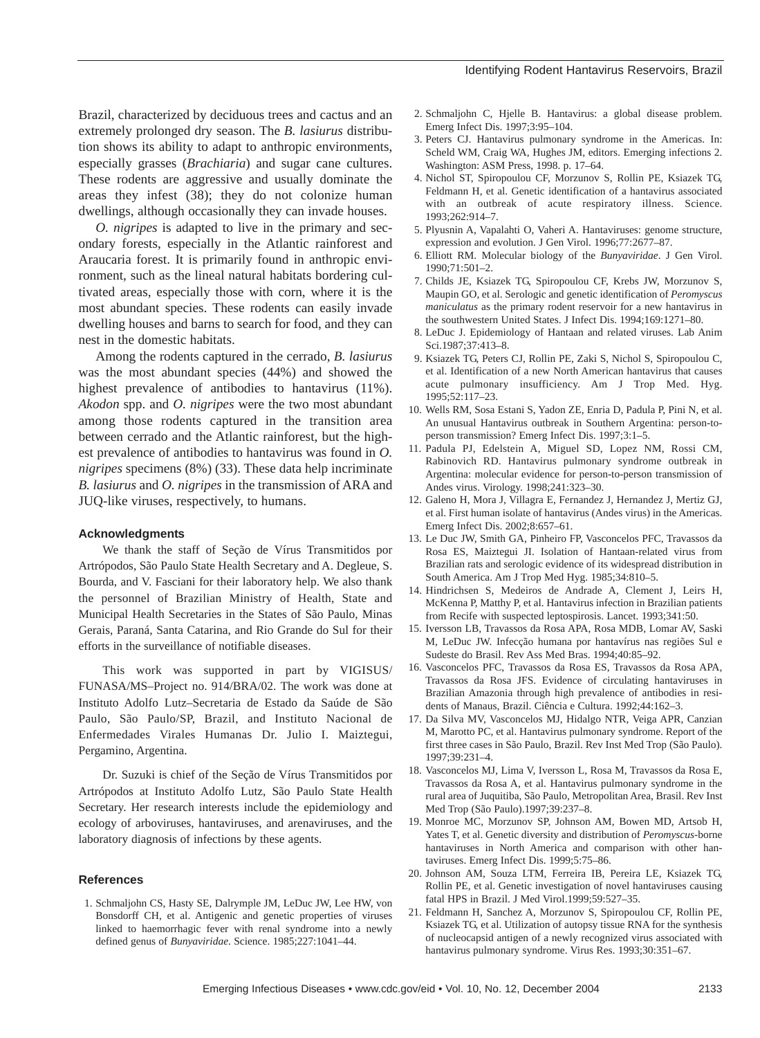Brazil, characterized by deciduous trees and cactus and an extremely prolonged dry season. The *B. lasiurus* distribution shows its ability to adapt to anthropic environments, especially grasses (*Brachiaria*) and sugar cane cultures. These rodents are aggressive and usually dominate the areas they infest (38); they do not colonize human dwellings, although occasionally they can invade houses.

*O. nigripes* is adapted to live in the primary and secondary forests, especially in the Atlantic rainforest and Araucaria forest. It is primarily found in anthropic environment, such as the lineal natural habitats bordering cultivated areas, especially those with corn, where it is the most abundant species. These rodents can easily invade dwelling houses and barns to search for food, and they can nest in the domestic habitats.

Among the rodents captured in the cerrado, *B. lasiurus* was the most abundant species (44%) and showed the highest prevalence of antibodies to hantavirus (11%). *Akodon* spp. and *O. nigripes* were the two most abundant among those rodents captured in the transition area between cerrado and the Atlantic rainforest, but the highest prevalence of antibodies to hantavirus was found in *O. nigripes* specimens (8%) (33). These data help incriminate *B. lasiurus* and *O. nigripes* in the transmission of ARA and JUQ-like viruses, respectively, to humans.

### Acknowledgments

We thank the staff of Seção de Vírus Transmitidos por Artrópodos, São Paulo State Health Secretary and A. Degleue, S. Bourda, and V. Fasciani for their laboratory help. We also thank the personnel of Brazilian Ministry of Health, State and Municipal Health Secretaries in the States of São Paulo, Minas Gerais, Paraná, Santa Catarina, and Rio Grande do Sul for their efforts in the surveillance of notifiable diseases.

This work was supported in part by VIGISUS/ FUNASA/MS–Project no. 914/BRA/02. The work was done at Instituto Adolfo Lutz–Secretaria de Estado da Saúde de São Paulo, São Paulo/SP, Brazil, and Instituto Nacional de Enfermedades Virales Humanas Dr. Julio I. Maiztegui, Pergamino, Argentina.

Dr. Suzuki is chief of the Seção de Vírus Transmitidos por Artrópodos at Instituto Adolfo Lutz, São Paulo State Health Secretary. Her research interests include the epidemiology and ecology of arboviruses, hantaviruses, and arenaviruses, and the laboratory diagnosis of infections by these agents.

### References

1. Schmaljohn CS, Hasty SE, Dalrymple JM, LeDuc JW, Lee HW, von Bonsdorff CH, et al. Antigenic and genetic properties of viruses linked to haemorrhagic fever with renal syndrome into a newly defined genus of *Bunyaviridae*. Science. 1985;227:1041–44.
2. Schmaljohn C, Hjelle B. Hantavirus: a global disease problem. Emerg Infect Dis. 1997;3:95–104.
3. Peters CJ. Hantavirus pulmonary syndrome in the Americas. In: Scheld WM, Craig WA, Hughes JM, editors. Emerging infections 2. Washington: ASM Press, 1998. p. 17–64.
4. Nichol ST, Spiropoulou CF, Morzunov S, Rollin PE, Ksiazek TG, Feldmann H, et al. Genetic identification of a hantavirus associated with an outbreak of acute respiratory illness. Science. 1993;262:914–7.
5. Plyusnin A, Vapalahti O, Vaheri A. Hantaviruses: genome structure, expression and evolution. J Gen Virol. 1996;77:2677–87.
6. Elliott RM. Molecular biology of the *Bunyaviridae*. J Gen Virol. 1990;71:501–2.
7. Childs JE, Ksiazek TG, Spiropoulou CF, Krebs JW, Morzunov S, Maupin GO, et al. Serologic and genetic identification of *Peromyscus maniculatus* as the primary rodent reservoir for a new hantavirus in the southwestern United States. J Infect Dis. 1994;169:1271–80.
8. LeDuc J. Epidemiology of Hantaan and related viruses. Lab Anim Sci.1987;37:413–8.
9. Ksiazek TG, Peters CJ, Rollin PE, Zaki S, Nichol S, Spiropoulou C, et al. Identification of a new North American hantavirus that causes acute pulmonary insufficiency. Am J Trop Med. Hyg. 1995;52:117–23.
10. Wells RM, Sosa Estani S, Yadon ZE, Enria D, Padula P, Pini N, et al. An unusual Hantavirus outbreak in Southern Argentina: person-to-person transmission? Emerg Infect Dis. 1997;3:1–5.
11. Padula PJ, Edelstein A, Miguel SD, Lopez NM, Rossi CM, Rabinovich RD. Hantavirus pulmonary syndrome outbreak in Argentina: molecular evidence for person-to-person transmission of Andes virus. Virology. 1998;241:323–30.
12. Galeno H, Mora J, Villagra E, Fernandez J, Hernandez J, Mertiz GJ, et al. First human isolate of hantavirus (Andes virus) in the Americas. Emerg Infect Dis. 2002;8:657–61.
13. Le Duc JW, Smith GA, Pinheiro FP, Vasconcelos PFC, Travassos da Rosa ES, Maiztegui JI. Isolation of Hantaan-related virus from Brazilian rats and serologic evidence of its widespread distribution in South America. Am J Trop Med Hyg. 1985;34:810–5.
14. Hindrichsen S, Medeiros de Andrade A, Clement J, Leirs H, McKenna P, Matthy P, et al. Hantavirus infection in Brazilian patients from Recife with suspected leptospirosis. Lancet. 1993;341:50.
15. Iversson LB, Travassos da Rosa APA, Rosa MDB, Lomar AV, Saski M, LeDuc JW. Infecção humana por hantavírus nas regiões Sul e Sudeste do Brasil. Rev Ass Med Bras. 1994;40:85–92.
16. Vasconcelos PFC, Travassos da Rosa ES, Travassos da Rosa APA, Travassos da Rosa JFS. Evidence of circulating hantaviruses in Brazilian Amazonia through high prevalence of antibodies in residents of Manaus, Brazil. Ciência e Cultura. 1992;44:162–3.
17. Da Silva MV, Vasconcelos MJ, Hidalgo NTR, Veiga APR, Canzian M, Marotto PC, et al. Hantavirus pulmonary syndrome. Report of the first three cases in São Paulo, Brazil. Rev Inst Med Trop (São Paulo). 1997;39:231–4.
18. Vasconcelos MJ, Lima V, Iversson L, Rosa M, Travassos da Rosa E, Travassos da Rosa A, et al. Hantavirus pulmonary syndrome in the rural area of Juquitiba, São Paulo, Metropolitan Area, Brasil. Rev Inst Med Trop (São Paulo).1997;39:237–8.
19. Monroe MC, Morzunov SP, Johnson AM, Bowen MD, Artsob H, Yates T, et al. Genetic diversity and distribution of *Peromyscus*-borne hantaviruses in North America and comparison with other hantaviruses. Emerg Infect Dis. 1999;5:75–86.
20. Johnson AM, Souza LTM, Ferreira IB, Pereira LE, Ksiazek TG, Rollin PE, et al. Genetic investigation of novel hantaviruses causing fatal HPS in Brazil. J Med Virol.1999;59:527–35.
21. Feldmann H, Sanchez A, Morzunov S, Spiropoulou CF, Rollin PE, Ksiazek TG, et al. Utilization of autopsy tissue RNA for the synthesis of nucleocapsid antigen of a newly recognized virus associated with hantavirus pulmonary syndrome. Virus Res. 1993;30:351–67.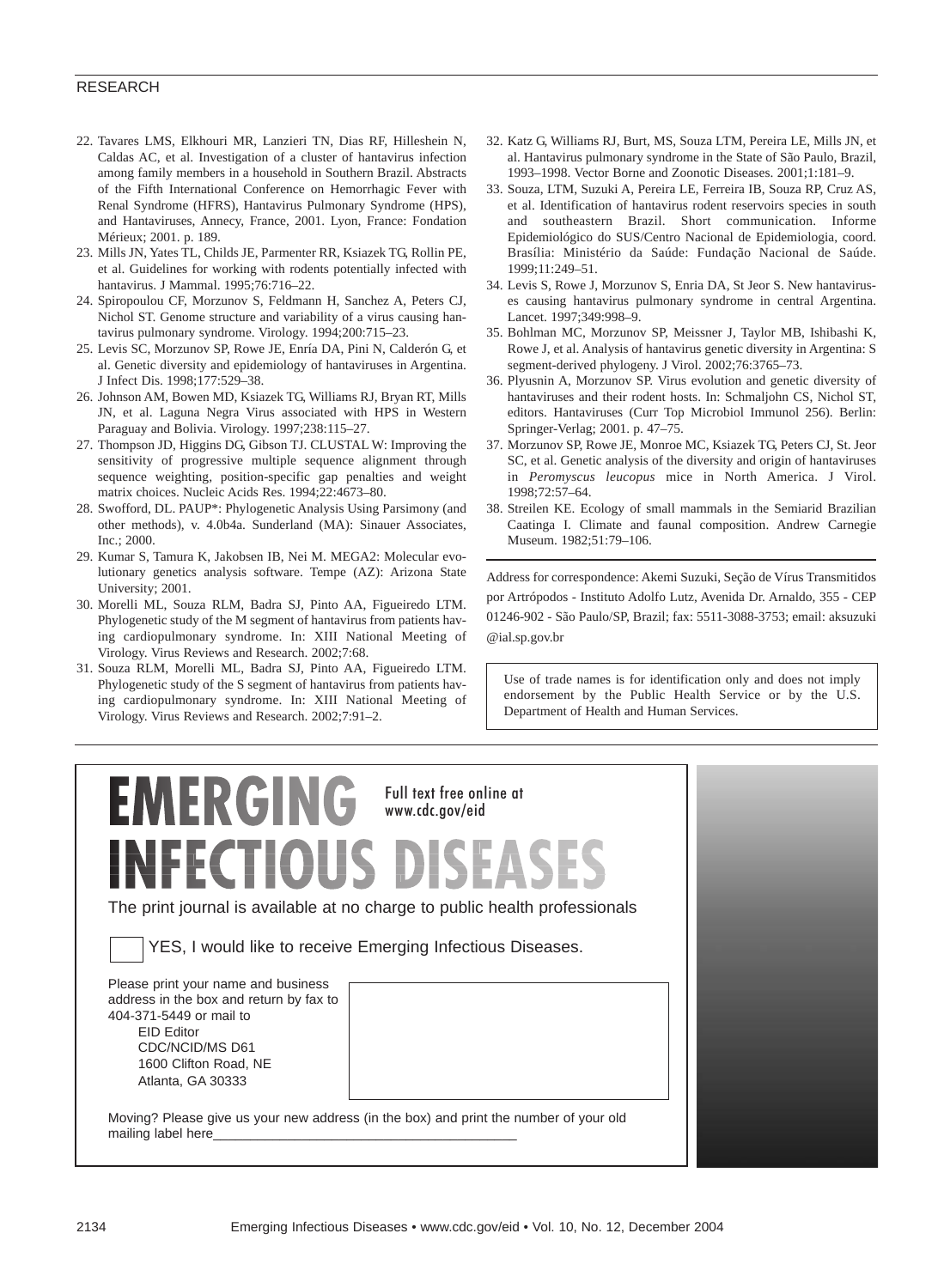22. Tavares LMS, Elkhouri MR, Lanzieri TN, Dias RF, Hilleshein N, Caldas AC, et al. Investigation of a cluster of hantavirus infection among family members in a household in Southern Brazil. Abstracts of the Fifth International Conference on Hemorrhagic Fever with Renal Syndrome (HFRS), Hantavirus Pulmonary Syndrome (HPS), and Hantaviruses, Annecy, France, 2001. Lyon, France: Fondation Mérieux; 2001. p. 189.
23. Mills JN, Yates TL, Childs JE, Parmenter RR, Ksiazek TG, Rollin PE, et al. Guidelines for working with rodents potentially infected with hantavirus. J Mammal. 1995;76:716–22.
24. Spiropoulou CF, Morzunov S, Feldmann H, Sanchez A, Peters CJ, Nichol ST. Genome structure and variability of a virus causing hantavirus pulmonary syndrome. Virology. 1994;200:715–23.
25. Levis SC, Morzunov SP, Rowe JE, Enría DA, Pini N, Calderón G, et al. Genetic diversity and epidemiology of hantaviruses in Argentina. J Infect Dis. 1998;177:529–38.
26. Johnson AM, Bowen MD, Ksiazek TG, Williams RJ, Bryan RT, Mills JN, et al. Laguna Negra Virus associated with HPS in Western Paraguay and Bolivia. Virology. 1997;238:115–27.
27. Thompson JD, Higgins DG, Gibson TJ. CLUSTAL W: Improving the sensitivity of progressive multiple sequence alignment through sequence weighting, position-specific gap penalties and weight matrix choices. Nucleic Acids Res. 1994;22:4673–80.
28. Swofford, DL. PAUP*: Phylogenetic Analysis Using Parsimony (and other methods), v. 4.0b4a. Sunderland (MA): Sinauer Associates, Inc.; 2000.
29. Kumar S, Tamura K, Jakobsen IB, Nei M. MEGA2: Molecular evolutionary genetics analysis software. Tempe (AZ): Arizona State University; 2001.
30. Morelli ML, Souza RLM, Badra SJ, Pinto AA, Figueiredo LTM. Phylogenetic study of the M segment of hantavirus from patients having cardiopulmonary syndrome. In: XIII National Meeting of Virology. Virus Reviews and Research. 2002;7:68.
31. Souza RLM, Morelli ML, Badra SJ, Pinto AA, Figueiredo LTM. Phylogenetic study of the S segment of hantavirus from patients having cardiopulmonary syndrome. In: XIII National Meeting of Virology. Virus Reviews and Research. 2002;7:91–2.
32. Katz G, Williams RJ, Burt, MS, Souza LTM, Pereira LE, Mills JN, et al. Hantavirus pulmonary syndrome in the State of São Paulo, Brazil, 1993–1998. Vector Borne and Zoonotic Diseases. 2001;1:181–9.
33. Souza, LTM, Suzuki A, Pereira LE, Ferreira IB, Souza RP, Cruz AS, et al. Identification of hantavirus rodent reservoirs species in south and southeastern Brazil. Short communication. Informe Epidemiológico do SUS/Centro Nacional de Epidemiologia, coord. Brasília: Ministério da Saúde: Fundação Nacional de Saúde. 1999;11:249–51.
34. Levis S, Rowe J, Morzunov S, Enria DA, St Jeor S. New hantaviruses causing hantavirus pulmonary syndrome in central Argentina. Lancet. 1997;349:998–9.
35. Bohlman MC, Morzunov SP, Meissner J, Taylor MB, Ishibashi K, Rowe J, et al. Analysis of hantavirus genetic diversity in Argentina: S segment-derived phylogeny. J Virol. 2002;76:3765–73.
36. Plyusnin A, Morzunov SP. Virus evolution and genetic diversity of hantaviruses and their rodent hosts. In: Schmaljohn CS, Nichol ST, editors. Hantaviruses (Curr Top Microbiol Immunol 256). Berlin: Springer-Verlag; 2001. p. 47–75.
37. Morzunov SP, Rowe JE, Monroe MC, Ksiazek TG, Peters CJ, St. Jeor SC, et al. Genetic analysis of the diversity and origin of hantaviruses in *Peromyscus leucopus* mice in North America. J Virol. 1998;72:57–64.
38. Streilen KE. Ecology of small mammals in the Semiarid Brazilian Caatinga I. Climate and faunal composition. Andrew Carnegie Museum. 1982;51:79–106.

Address for correspondence: Akemi Suzuki, Seção de Vírus Transmitidos por Artrópodos - Instituto Adolfo Lutz, Avenida Dr. Arnaldo, 355 - CEP 01246-902 - São Paulo/SP, Brazil; fax: 5511-3088-3753; email: aksuzuki@ial.sp.gov.br

Use of trade names is for identification only and does not imply endorsement by the Public Health Service or by the U.S. Department of Health and Human Services.

# EMERGING INFECTIOUS DISEASES

Full text free online at www.cdc.gov/eid

The print journal is available at no charge to public health professionals

☐ YES, I would like to receive Emerging Infectious Diseases.

Please print your name and business address in the box and return by fax to 404-371-5449 or mail to
EID Editor
CDC/NCID/MS D61
1600 Clifton Road, NE
Atlanta, GA 30333

Moving? Please give us your new address (in the box) and print the number of your old mailing label here________________________________________